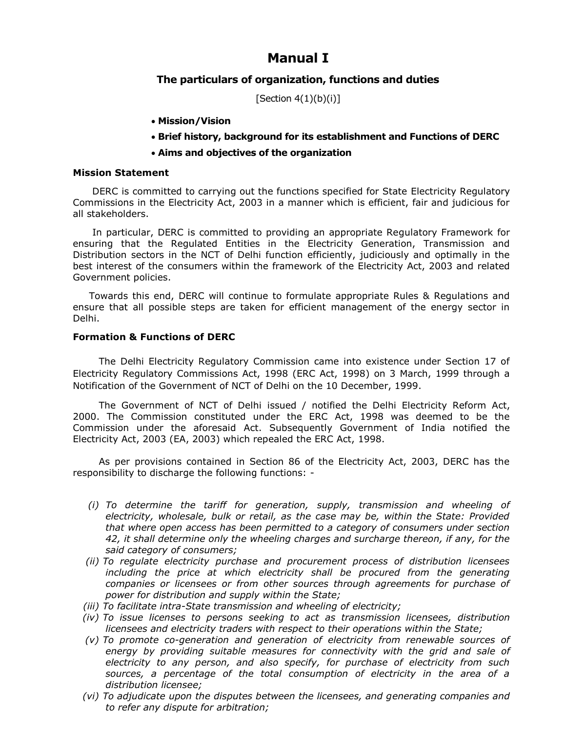# Manual I

## The particulars of organization, functions and duties

[Section 4(1)(b)(i)]

- **Mission/Vision**
- **Brief history, background for its establishment and Functions of DERC**
- **Aims and objectives of the organization**

**Mission Statement**

DERC is committed to carrying out the functions specified for State Electricity Regulatory Commissions in the Electricity Act, 2003 in a manner which is efficient, fair and judicious for all stakeholders.

In particular, DERC is committed to providing an appropriate Regulatory Framework for ensuring that the Regulated Entities in the Electricity Generation, Transmission and Distribution sectors in the NCT of Delhi function efficiently, judiciously and optimally in the best interest of the consumers within the framework of the Electricity Act, 2003 and related Government policies.

Towards this end, DERC will continue to formulate appropriate Rules & Regulations and ensure that all possible steps are taken for efficient management of the energy sector in Delhi.

**Formation & Functions of DERC**

The Delhi Electricity Regulatory Commission came into existence under Section 17 of Electricity Regulatory Commissions Act, 1998 (ERC Act, 1998) on 3 March, 1999 through a Notification of the Government of NCT of Delhi on the 10 December, 1999.

The Government of NCT of Delhi issued / notified the Delhi Electricity Reform Act, 2000. The Commission constituted under the ERC Act, 1998 was deemed to be the Commission under the aforesaid Act. Subsequently Government of India notified the Electricity Act, 2003 (EA, 2003) which repealed the ERC Act, 1998.

As per provisions contained in Section 86 of the Electricity Act, 2003, DERC has the responsibility to discharge the following functions: -

*(i) To determine the tariff for generation, supply, transmission and wheeling of electricity, wholesale, bulk or retail, as the case may be, within the State: Provided that where open access has been permitted to a category of consumers under section 42, it shall determine only the wheeling charges and surcharge thereon, if any, for the said category of consumers;*

*(ii) To regulate electricity purchase and procurement process of distribution licensees including the price at which electricity shall be procured from the generating companies or licensees or from other sources through agreements for purchase of power for distribution and supply within the State;*

*(iii) To facilitate intra-State transmission and wheeling of electricity;*

*(iv) To issue licenses to persons seeking to act as transmission licensees, distribution licensees and electricity traders with respect to their operations within the State;*

*(v) To promote co-generation and generation of electricity from renewable sources of energy by providing suitable measures for connectivity with the grid and sale of electricity to any person, and also specify, for purchase of electricity from such sources, a percentage of the total consumption of electricity in the area of a distribution licensee;*

*(vi) To adjudicate upon the disputes between the licensees, and generating companies and to refer any dispute for arbitration;*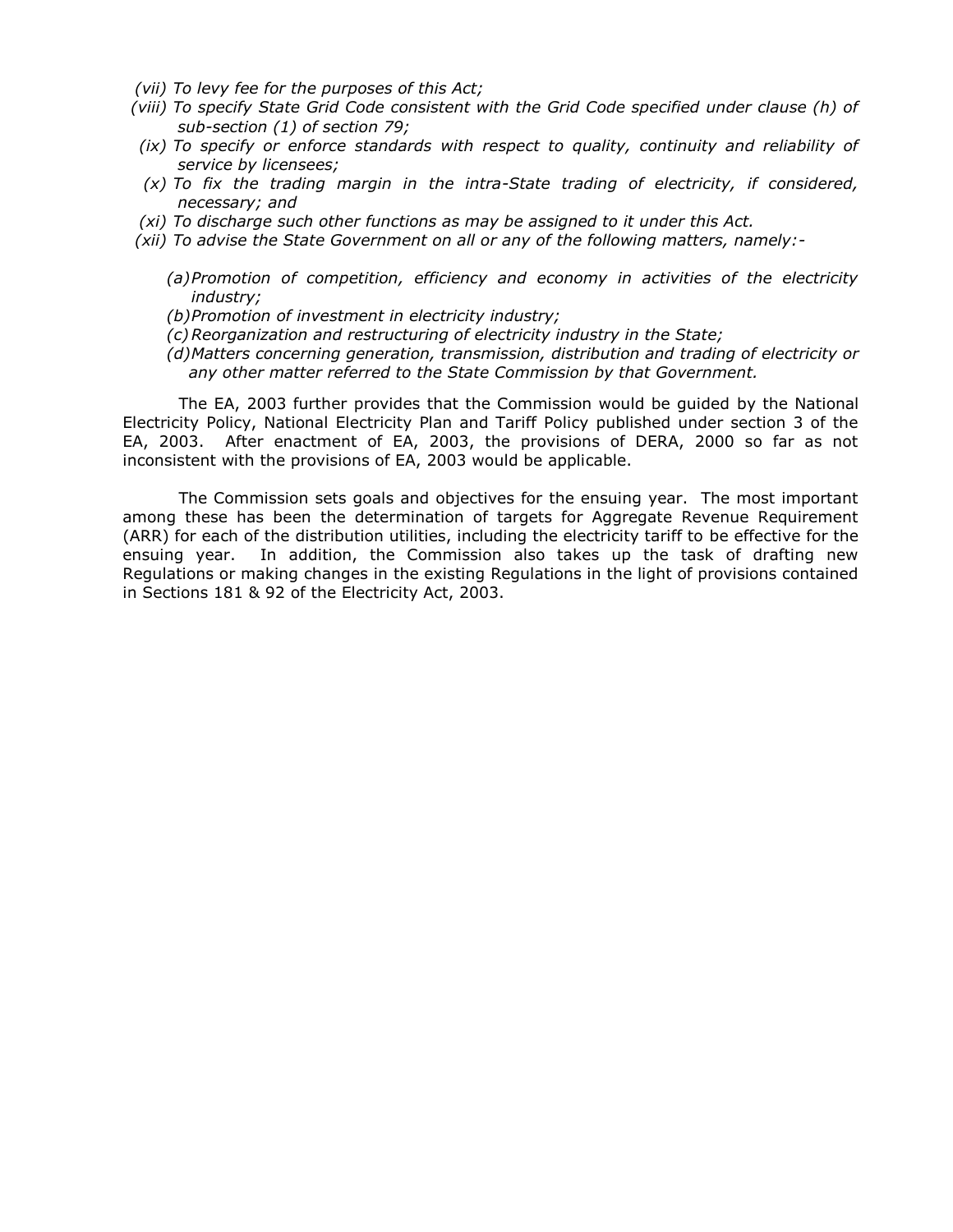*(vii) To levy fee for the purposes of this Act;*

*(viii) To specify State Grid Code consistent with the Grid Code specified under clause (h) of sub-section (1) of section 79;*

*(ix) To specify or enforce standards with respect to quality, continuity and reliability of service by licensees;*

*(x) To fix the trading margin in the intra-State trading of electricity, if considered, necessary; and*

*(xi) To discharge such other functions as may be assigned to it under this Act.*

*(xii) To advise the State Government on all or any of the following matters, namely:-*

*(a) Promotion of competition, efficiency and economy in activities of the electricity industry;*

*(b) Promotion of investment in electricity industry;*

*(c) Reorganization and restructuring of electricity industry in the State;*

*(d) Matters concerning generation, transmission, distribution and trading of electricity or any other matter referred to the State Commission by that Government.*

The EA, 2003 further provides that the Commission would be guided by the National Electricity Policy, National Electricity Plan and Tariff Policy published under section 3 of the EA, 2003. After enactment of EA, 2003, the provisions of DERA, 2000 so far as not inconsistent with the provisions of EA, 2003 would be applicable.

The Commission sets goals and objectives for the ensuing year. The most important among these has been the determination of targets for Aggregate Revenue Requirement (ARR) for each of the distribution utilities, including the electricity tariff to be effective for the ensuing year. In addition, the Commission also takes up the task of drafting new Regulations or making changes in the existing Regulations in the light of provisions contained in Sections 181 & 92 of the Electricity Act, 2003.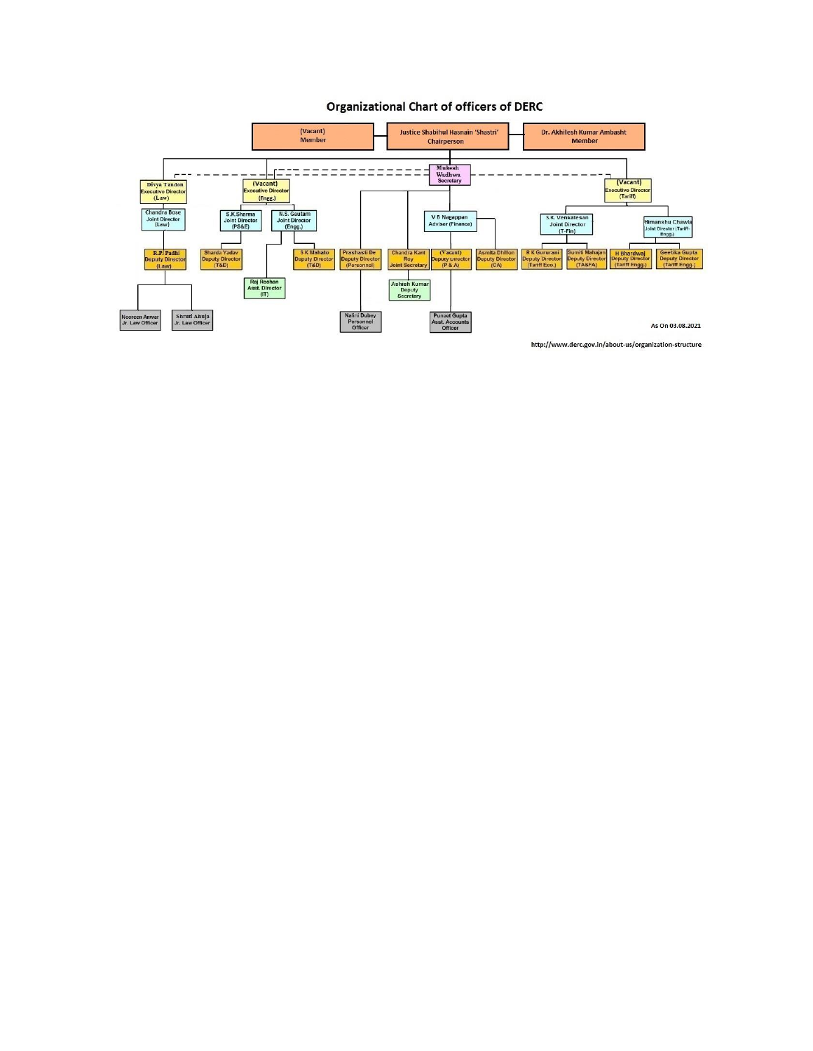# Organizational Chart of officers of DERC

- (Vacant) Member
- Justice Shabihul Hasnain 'Shastri' Chairperson
- Dr. Akhilesh Kumar Ambasht Member
- Mukesh Wadhwa Secretary
- Divya Tandon Executive Director (Law)
  - Chandra Bose Joint Director (Law)
    - R.P. Padhi Deputy Director (Law)
      - Nooreen Anwar Jr. Law Officer
      - Shruti Ahuja Jr. Law Officer
- (Vacant) Executive Director (Engg.)
  - S.K.Sharma Joint Director (PS&E)
    - Sharda Yadav Deputy Director (T&D)
  - N.S. Gautam Joint Director (Engg.)
    - Raj Roshan Asst. Director (IT)
    - S K Mahato Deputy Director (T&D)
- Prashasti De Deputy Director (Personnel)
  - Nalini Dubey Personnel Officer
- Chandra Kant Roy Joint Secretary
  - Ashish Kumar Deputy Secretary
- V B Nagappan Adviser (Finance)
  - (Vacant) Deputy Director (P & A)
    - Puneet Gupta Asst. Accounts Officer
  - Asmita Dhillon Deputy Director (CA)
- (Vacant) Executive Director (Tariff)
  - S.K. Venkatesan Joint Director (T-Fin)
    - R K Gururani Deputy Director (Tariff Eco.)
    - Sumiti Mahajan Deputy Director (TA&FA)
  - Himanshu Chawla Joint Director (Tariff-Engg.)
    - H Bhardwaj Deputy Director (Tariff Engg.)
    - Geetika Gupta Deputy Director (Tariff Engg.)

As On 03.08.2021

http://www.derc.gov.in/about-us/organization-structure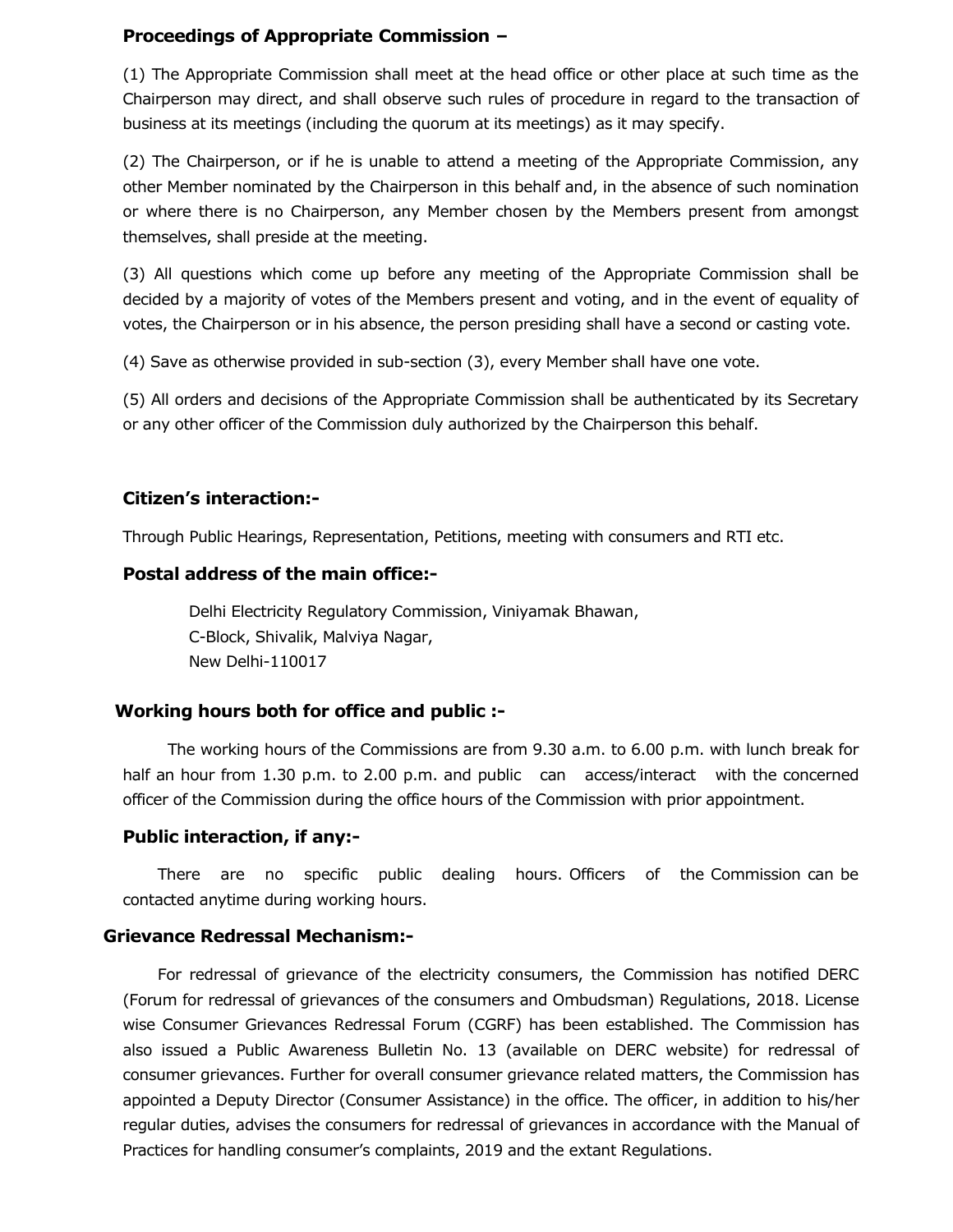### Proceedings of Appropriate Commission –

(1) The Appropriate Commission shall meet at the head office or other place at such time as the Chairperson may direct, and shall observe such rules of procedure in regard to the transaction of business at its meetings (including the quorum at its meetings) as it may specify.

(2) The Chairperson, or if he is unable to attend a meeting of the Appropriate Commission, any other Member nominated by the Chairperson in this behalf and, in the absence of such nomination or where there is no Chairperson, any Member chosen by the Members present from amongst themselves, shall preside at the meeting.

(3) All questions which come up before any meeting of the Appropriate Commission shall be decided by a majority of votes of the Members present and voting, and in the event of equality of votes, the Chairperson or in his absence, the person presiding shall have a second or casting vote.

(4) Save as otherwise provided in sub-section (3), every Member shall have one vote.

(5) All orders and decisions of the Appropriate Commission shall be authenticated by its Secretary or any other officer of the Commission duly authorized by the Chairperson this behalf.

### Citizen's interaction:-

Through Public Hearings, Representation, Petitions, meeting with consumers and RTI etc.

### Postal address of the main office:-

Delhi Electricity Regulatory Commission, Viniyamak Bhawan,
C-Block, Shivalik, Malviya Nagar,
New Delhi-110017

### Working hours both for office and public :-

The working hours of the Commissions are from 9.30 a.m. to 6.00 p.m. with lunch break for half an hour from 1.30 p.m. to 2.00 p.m. and public can access/interact with the concerned officer of the Commission during the office hours of the Commission with prior appointment.

### Public interaction, if any:-

There are no specific public dealing hours. Officers of the Commission can be contacted anytime during working hours.

### Grievance Redressal Mechanism:-

For redressal of grievance of the electricity consumers, the Commission has notified DERC (Forum for redressal of grievances of the consumers and Ombudsman) Regulations, 2018. License wise Consumer Grievances Redressal Forum (CGRF) has been established. The Commission has also issued a Public Awareness Bulletin No. 13 (available on DERC website) for redressal of consumer grievances. Further for overall consumer grievance related matters, the Commission has appointed a Deputy Director (Consumer Assistance) in the office. The officer, in addition to his/her regular duties, advises the consumers for redressal of grievances in accordance with the Manual of Practices for handling consumer's complaints, 2019 and the extant Regulations.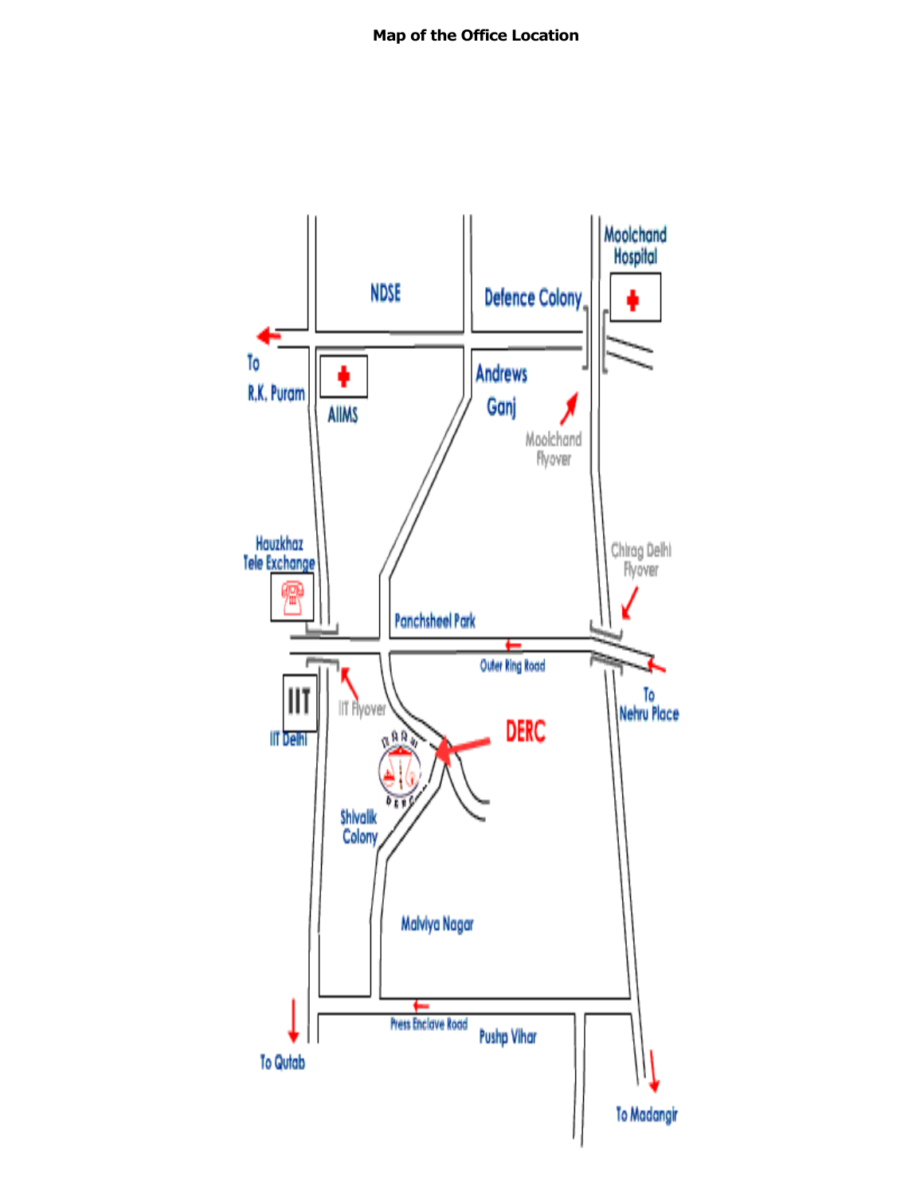**Map of the Office Location**

NDSE

Defence Colony

Moolchand Hospital

To R.K. Puram

AIIMS

Andrews Ganj

Moolchand Flyover

Hauzkhaz Tele Exchange

Chirag Delhi Flyover

Panchsheel Park

Outer Ring Road

IIT Delhi

IIT Flyover

To Nehru Place

DERC

Shivalik Colony

Malviya Nagar

Press Enclave Road

Pushp Vihar

To Qutab

To Madangir